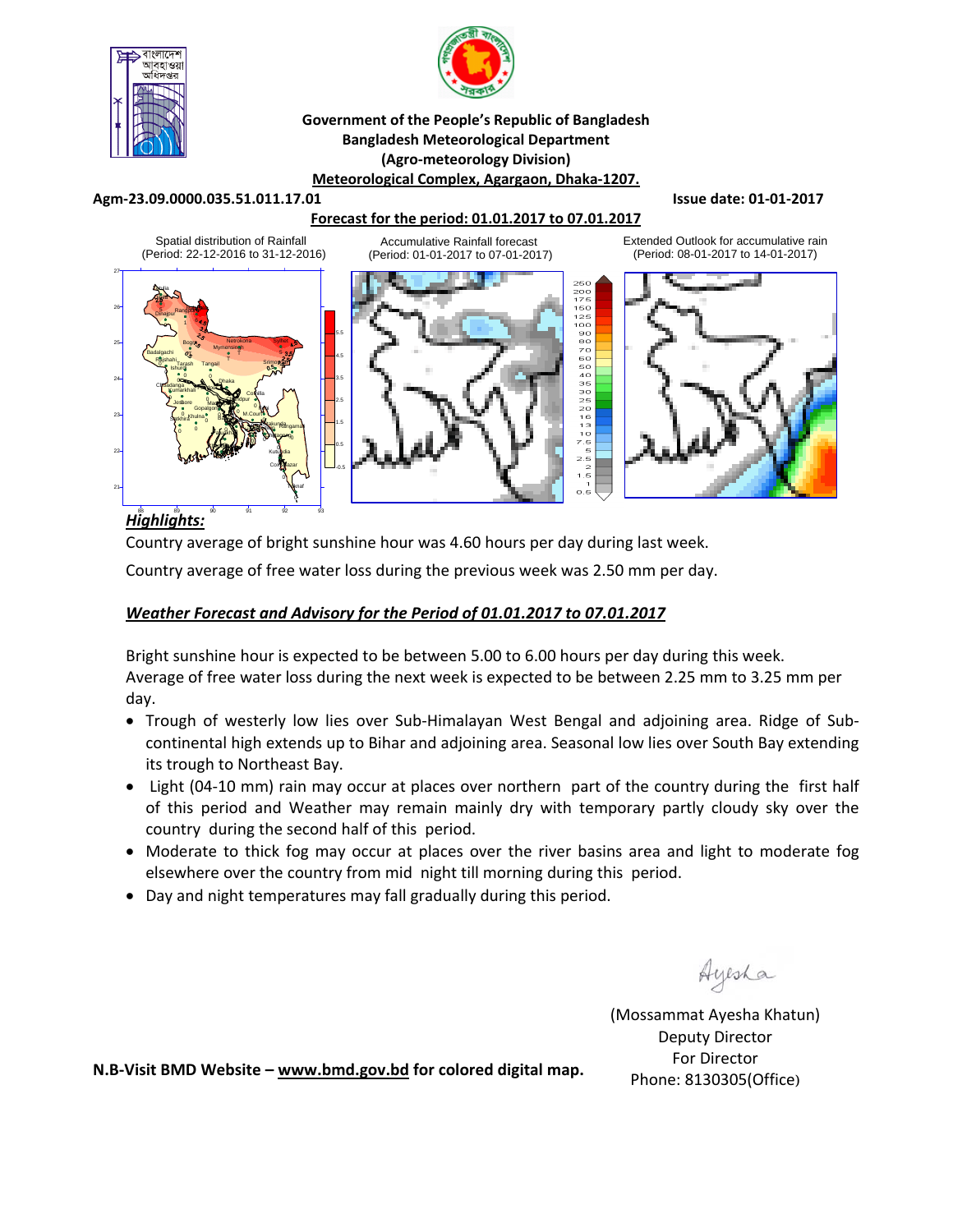**Government of the People's Republic of Bangladesh**
**Bangladesh Meteorological Department**
**(Agro-meteorology Division)**
**Meteorological Complex, Agargaon, Dhaka-1207.**

**Agm-23.09.0000.035.51.011.17.01** **Issue date: 01-01-2017**

**Forecast for the period: 01.01.2017 to 07.01.2017**

Spatial distribution of Rainfall (Period: 22-12-2016 to 31-12-2016)

Accumulative Rainfall forecast (Period: 01-01-2017 to 07-01-2017)

Extended Outlook for accumulative rain (Period: 08-01-2017 to 14-01-2017)

***Highlights:***

Country average of bright sunshine hour was 4.60 hours per day during last week.

Country average of free water loss during the previous week was 2.50 mm per day.

***Weather Forecast and Advisory for the Period of 01.01.2017 to 07.01.2017***

Bright sunshine hour is expected to be between 5.00 to 6.00 hours per day during this week.
Average of free water loss during the next week is expected to be between 2.25 mm to 3.25 mm per day.

- Trough of westerly low lies over Sub-Himalayan West Bengal and adjoining area. Ridge of Sub-continental high extends up to Bihar and adjoining area. Seasonal low lies over South Bay extending its trough to Northeast Bay.
- Light (04-10 mm) rain may occur at places over northern part of the country during the first half of this period and Weather may remain mainly dry with temporary partly cloudy sky over the country during the second half of this period.
- Moderate to thick fog may occur at places over the river basins area and light to moderate fog elsewhere over the country from mid night till morning during this period.
- Day and night temperatures may fall gradually during this period.

Ayesha

(Mossammat Ayesha Khatun)
Deputy Director
For Director
Phone: 8130305(Office)

**N.B-Visit BMD Website – www.bmd.gov.bd for colored digital map.**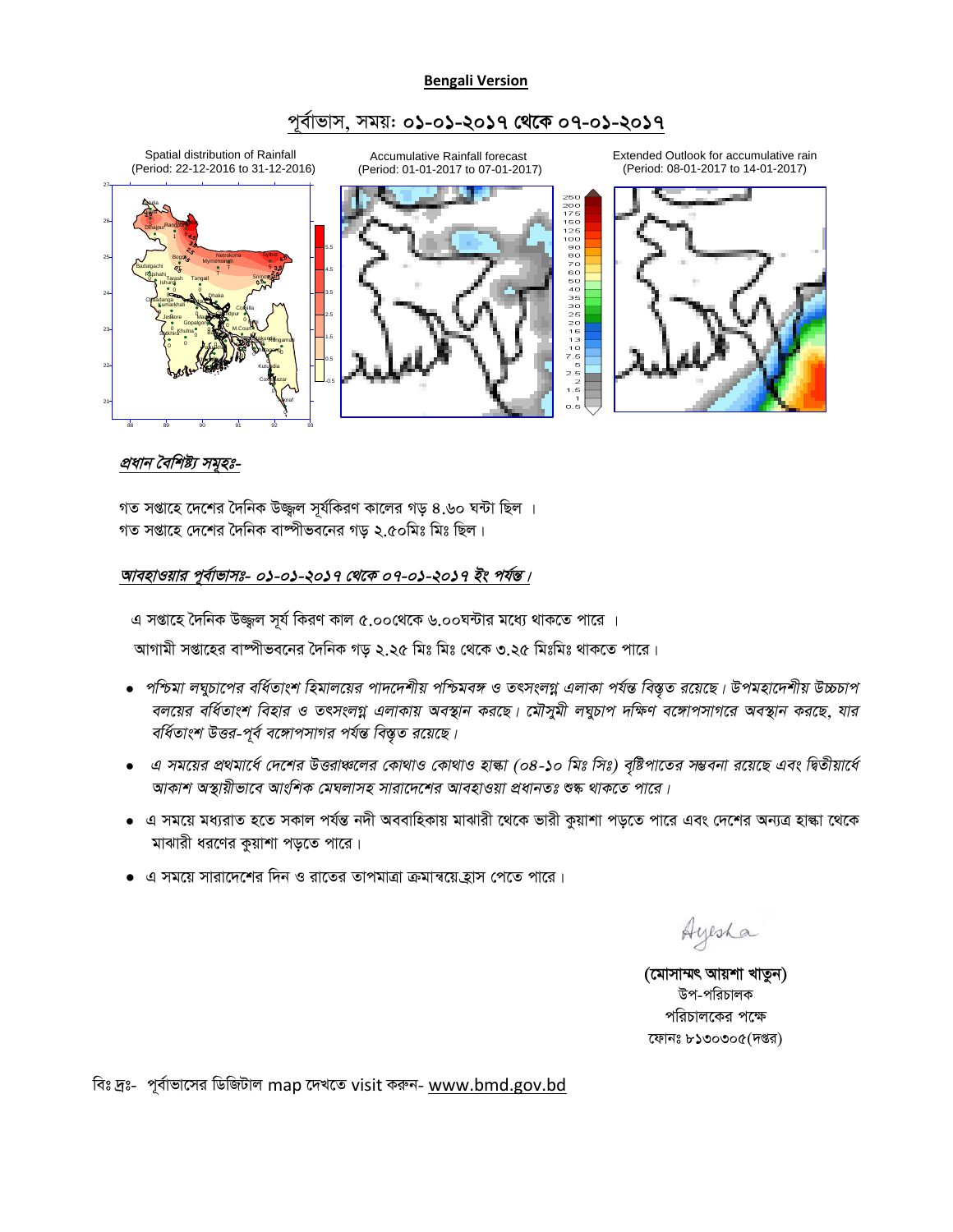**Bengali Version**

## পূর্বাভাস, সময়: ০১-০১-২০১৭ থেকে ০৭-০১-২০১৭

Spatial distribution of Rainfall (Period: 22-12-2016 to 31-12-2016)

Accumulative Rainfall forecast (Period: 01-01-2017 to 07-01-2017)

Extended Outlook for accumulative rain (Period: 08-01-2017 to 14-01-2017)

*প্রধান বৈশিষ্ট্য সমূহঃ-*

গত সপ্তাহে দেশের দৈনিক উজ্জ্বল সূর্যকিরণ কালের গড় ৪.৬০ ঘন্টা ছিল ।
গত সপ্তাহে দেশের দৈনিক বাষ্পীভবনের গড় ২.৫০মিঃ মিঃ ছিল।

*আবহাওয়ার পূর্বাভাসঃ- ০১-০১-২০১৭ থেকে ০৭-০১-২০১৭ ইং পর্যন্ত।*

এ সপ্তাহে দৈনিক উজ্জ্বল সূর্য কিরণ কাল ৫.০০থেকে ৬.০০ঘন্টার মধ্যে থাকতে পারে ।

আগামী সপ্তাহের বাষ্পীভবনের দৈনিক গড় ২.২৫ মিঃ মিঃ থেকে ৩.২৫ মিঃমিঃ থাকতে পারে।

- *পশ্চিমা লঘুচাপের বর্ধিতাংশ হিমালয়ের পাদদেশীয় পশ্চিমবঙ্গ ও তৎসংলগ্ন এলাকা পর্যন্ত বিস্তৃত রয়েছে। উপমহাদেশীয় উচ্চচাপ বলয়ের বর্ধিতাংশ বিহার ও তৎসংলগ্ন এলাকায় অবস্থান করছে। মৌসুমী লঘুচাপ দক্ষিণ বঙ্গোপসাগরে অবস্থান করছে, যার বর্ধিতাংশ উত্তর-পূর্ব বঙ্গোপসাগর পর্যন্ত বিস্তৃত রয়েছে।*
- *এ সময়ের প্রথমার্ধে দেশের উত্তরাঞ্চলের কোথাও কোথাও হাল্কা (০৪-১০ মিঃ মিঃ) বৃষ্টিপাতের সম্ভবনা রয়েছে এবং দ্বিতীয়ার্ধে আকাশ অস্থায়ীভাবে আংশিক মেঘলাসহ সারাদেশের আবহাওয়া প্রধানতঃ শুষ্ক থাকতে পারে।*
- এ সময়ে মধ্যরাত হতে সকাল পর্যন্ত নদী অববাহিকায় মাঝারী থেকে ভারী কুয়াশা পড়তে পারে এবং দেশের অন্যত্র হাল্কা থেকে মাঝারী ধরণের কুয়াশা পড়তে পারে।
- এ সময়ে সারাদেশের দিন ও রাতের তাপমাত্রা ক্রমান্বয়েহ্রাস পেতে পারে।

Ayesha

**(মোসাম্মৎ আয়শা খাতুন)**
উপ-পরিচালক
পরিচালকের পক্ষে
ফোনঃ ৮১৩০৩০৫(দপ্তর)

বিঃ দ্রঃ- পূর্বাভাসের ডিজিটাল map দেখতে visit করুন- www.bmd.gov.bd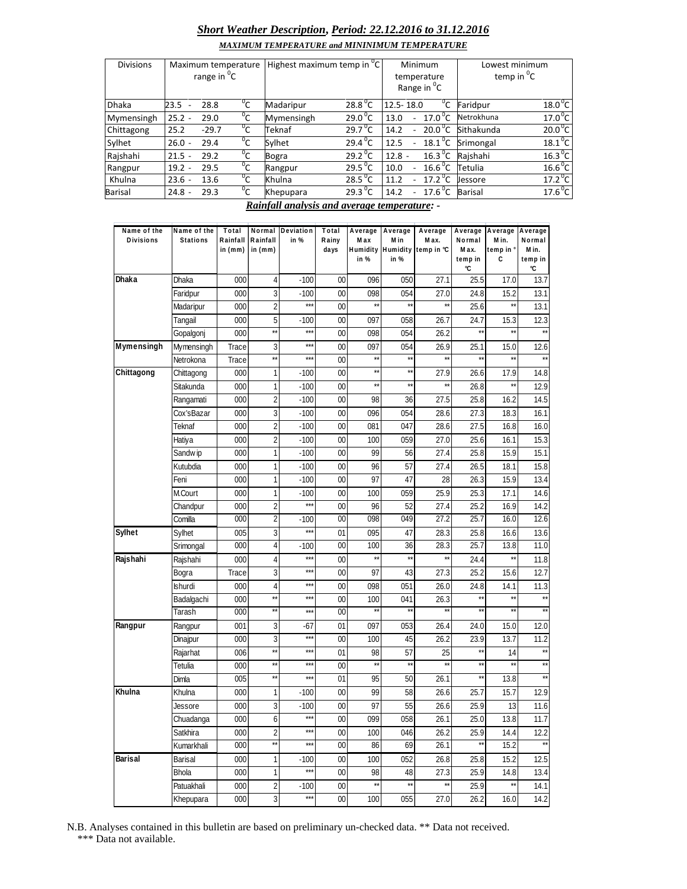## ***Short Weather Description, Period: 22.12.2016 to 31.12.2016***

***MAXIMUM TEMPERATURE and MININIMUM TEMPERATURE***

| Divisions | Maximum temperature range in $^0$C | Highest maximum temp in $^0$C | | Minimum temperature Range in $^0$C | Lowest minimum temp in $^0$C | |
|---|---|---|---|---|---|---|
| Dhaka | 23.5 - 28.8 $^0$C | Madaripur | 28.8 $^0$C | 12.5- 18.0 $^0$C | Faridpur | 18.0 $^0$C |
| Mymensingh | 25.2 - 29.0 $^0$C | Mymensingh | 29.0 $^0$C | 13.0 - 17.0 $^0$C | Netrokhuna | 17.0 $^0$C |
| Chittagong | 25.2 -29.7 $^0$C | Teknaf | 29.7 $^0$C | 14.2 - 20.0 $^0$C | Sithakunda | 20.0 $^0$C |
| Sylhet | 26.0 - 29.4 $^0$C | Sylhet | 29.4 $^0$C | 12.5 - 18.1 $^0$C | Srimongal | 18.1 $^0$C |
| Rajshahi | 21.5 - 29.2 $^0$C | Bogra | 29.2 $^0$C | 12.8 - 16.3 $^0$C | Rajshahi | 16.3 $^0$C |
| Rangpur | 19.2 - 29.5 $^0$C | Rangpur | 29.5 $^0$C | 10.0 - 16.6 $^0$C | Tetulia | 16.6 $^0$C |
| Khulna | 23.6 - 13.6 $^0$C | Khulna | 28.5 $^0$C | 11.2 - 17.2 $^0$C | Jessore | 17.2 $^0$C |
| Barisal | 24.8 - 29.3 $^0$C | Khepupara | 29.3 $^0$C | 14.2 - 17.6 $^0$C | Barisal | 17.6 $^0$C |

***Rainfall analysis and average temperature: -***

| Name of the Divisions | Name of the Stations | Total Rainfall in (mm) | Normal Rainfall in (mm) | Deviation in % | Total Rainy days | Average Max Humidity in % | Average Min Humidity in % | Average Max. temp in ℃ | Average Normal Max. temp in ℃ | Average Min. temp in ° C | Average Normal Min. temp in ℃ |
|---|---|---|---|---|---|---|---|---|---|---|---|
| **Dhaka** | Dhaka | 000 | 4 | -100 | 00 | 096 | 050 | 27.1 | 25.5 | 17.0 | 13.7 |
| | Faridpur | 000 | 3 | -100 | 00 | 098 | 054 | 27.0 | 24.8 | 15.2 | 13.1 |
| | Madaripur | 000 | 2 | *** | 00 | ** | ** | ** | 25.6 | ** | 13.1 |
| | Tangail | 000 | 5 | -100 | 00 | 097 | 058 | 26.7 | 24.7 | 15.3 | 12.3 |
| | Gopalgonj | 000 | ** | *** | 00 | 098 | 054 | 26.2 | ** | ** | ** |
| **Mymensingh** | Mymensingh | Trace | 3 | *** | 00 | 097 | 054 | 26.9 | 25.1 | 15.0 | 12.6 |
| | Netrokona | Trace | ** | *** | 00 | ** | ** | ** | ** | ** | ** |
| **Chittagong** | Chittagong | 000 | 1 | -100 | 00 | ** | ** | 27.9 | 26.6 | 17.9 | 14.8 |
| | Sitakunda | 000 | 1 | -100 | 00 | ** | ** | ** | 26.8 | ** | 12.9 |
| | Rangamati | 000 | 2 | -100 | 00 | 98 | 36 | 27.5 | 25.8 | 16.2 | 14.5 |
| | Cox'sBazar | 000 | 3 | -100 | 00 | 096 | 054 | 28.6 | 27.3 | 18.3 | 16.1 |
| | Teknaf | 000 | 2 | -100 | 00 | 081 | 047 | 28.6 | 27.5 | 16.8 | 16.0 |
| | Hatiya | 000 | 2 | -100 | 00 | 100 | 059 | 27.0 | 25.6 | 16.1 | 15.3 |
| | Sandwip | 000 | 1 | -100 | 00 | 99 | 56 | 27.4 | 25.8 | 15.9 | 15.1 |
| | Kutubdia | 000 | 1 | -100 | 00 | 96 | 57 | 27.4 | 26.5 | 18.1 | 15.8 |
| | Feni | 000 | 1 | -100 | 00 | 97 | 47 | 28 | 26.3 | 15.9 | 13.4 |
| | M.Court | 000 | 1 | -100 | 00 | 100 | 059 | 25.9 | 25.3 | 17.1 | 14.6 |
| | Chandpur | 000 | 2 | *** | 00 | 96 | 52 | 27.4 | 25.2 | 16.9 | 14.2 |
| | Comilla | 000 | 2 | -100 | 00 | 098 | 049 | 27.2 | 25.7 | 16.0 | 12.6 |
| **Sylhet** | Sylhet | 005 | 3 | *** | 01 | 095 | 47 | 28.3 | 25.8 | 16.6 | 13.6 |
| | Srimongal | 000 | 4 | -100 | 00 | 100 | 36 | 28.3 | 25.7 | 13.8 | 11.0 |
| **Rajshahi** | Rajshahi | 000 | 4 | *** | 00 | ** | ** | ** | 24.4 | ** | 11.8 |
| | Bogra | Trace | 3 | *** | 00 | 97 | 43 | 27.3 | 25.2 | 15.6 | 12.7 |
| | Ishurdi | 000 | 4 | *** | 00 | 098 | 051 | 26.0 | 24.8 | 14.1 | 11.3 |
| | Badalgachi | 000 | ** | *** | 00 | 100 | 041 | 26.3 | ** | ** | ** |
| | Tarash | 000 | ** | *** | 00 | ** | ** | ** | ** | ** | ** |
| **Rangpur** | Rangpur | 001 | 3 | -67 | 01 | 097 | 053 | 26.4 | 24.0 | 15.0 | 12.0 |
| | Dinajpur | 000 | 3 | *** | 00 | 100 | 45 | 26.2 | 23.9 | 13.7 | 11.2 |
| | Rajarhat | 006 | ** | *** | 01 | 98 | 57 | 25 | ** | 14 | ** |
| | Tetulia | 000 | ** | *** | 00 | ** | ** | ** | ** | ** | ** |
| | Dimla | 005 | ** | *** | 01 | 95 | 50 | 26.1 | ** | 13.8 | ** |
| **Khulna** | Khulna | 000 | 1 | -100 | 00 | 99 | 58 | 26.6 | 25.7 | 15.7 | 12.9 |
| | Jessore | 000 | 3 | -100 | 00 | 97 | 55 | 26.6 | 25.9 | 13 | 11.6 |
| | Chuadanga | 000 | 6 | *** | 00 | 099 | 058 | 26.1 | 25.0 | 13.8 | 11.7 |
| | Satkhira | 000 | 2 | *** | 00 | 100 | 046 | 26.2 | 25.9 | 14.4 | 12.2 |
| | Kumarkhali | 000 | ** | *** | 00 | 86 | 69 | 26.1 | ** | 15.2 | ** |
| **Barisal** | Barisal | 000 | 1 | -100 | 00 | 100 | 052 | 26.8 | 25.8 | 15.2 | 12.5 |
| | Bhola | 000 | 1 | *** | 00 | 98 | 48 | 27.3 | 25.9 | 14.8 | 13.4 |
| | Patuakhali | 000 | 2 | -100 | 00 | ** | ** | ** | 25.9 | ** | 14.1 |
| | Khepupara | 000 | 3 | *** | 00 | 100 | 055 | 27.0 | 26.2 | 16.0 | 14.2 |

N.B. Analyses contained in this bulletin are based on preliminary un-checked data. ** Data not received.
*** Data not available.